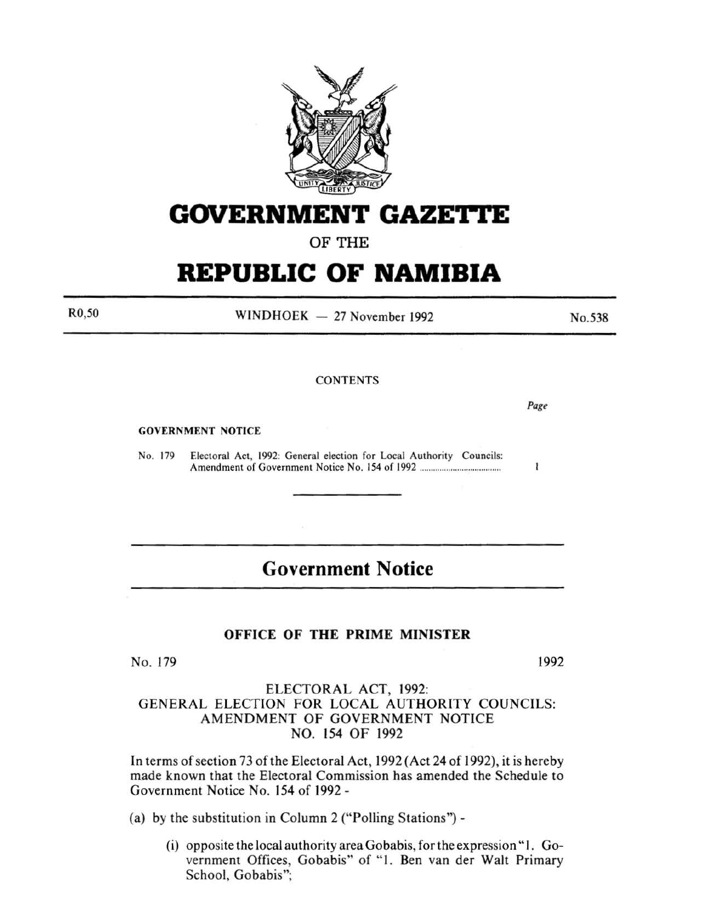# GOVERNMENT GAZETTE

OF THE

# REPUBLIC OF NAMIBIA

R0,50 | WINDHOEK — 27 November 1992 | No.538

CONTENTS

*Page*

**GOVERNMENT NOTICE**

No. 179 Electoral Act, 1992: General election for Local Authority Councils: Amendment of Government Notice No. 154 of 1992 .................................... 1

---

## Government Notice

### OFFICE OF THE PRIME MINISTER

No. 179 | 1992

ELECTORAL ACT, 1992:
GENERAL ELECTION FOR LOCAL AUTHORITY COUNCILS:
AMENDMENT OF GOVERNMENT NOTICE
NO. 154 OF 1992

In terms of section 73 of the Electoral Act, 1992 (Act 24 of 1992), it is hereby made known that the Electoral Commission has amended the Schedule to Government Notice No. 154 of 1992 -

(a) by the substitution in Column 2 ("Polling Stations") -

(i) opposite the local authority area Gobabis, for the expression "1. Government Offices, Gobabis" of "1. Ben van der Walt Primary School, Gobabis";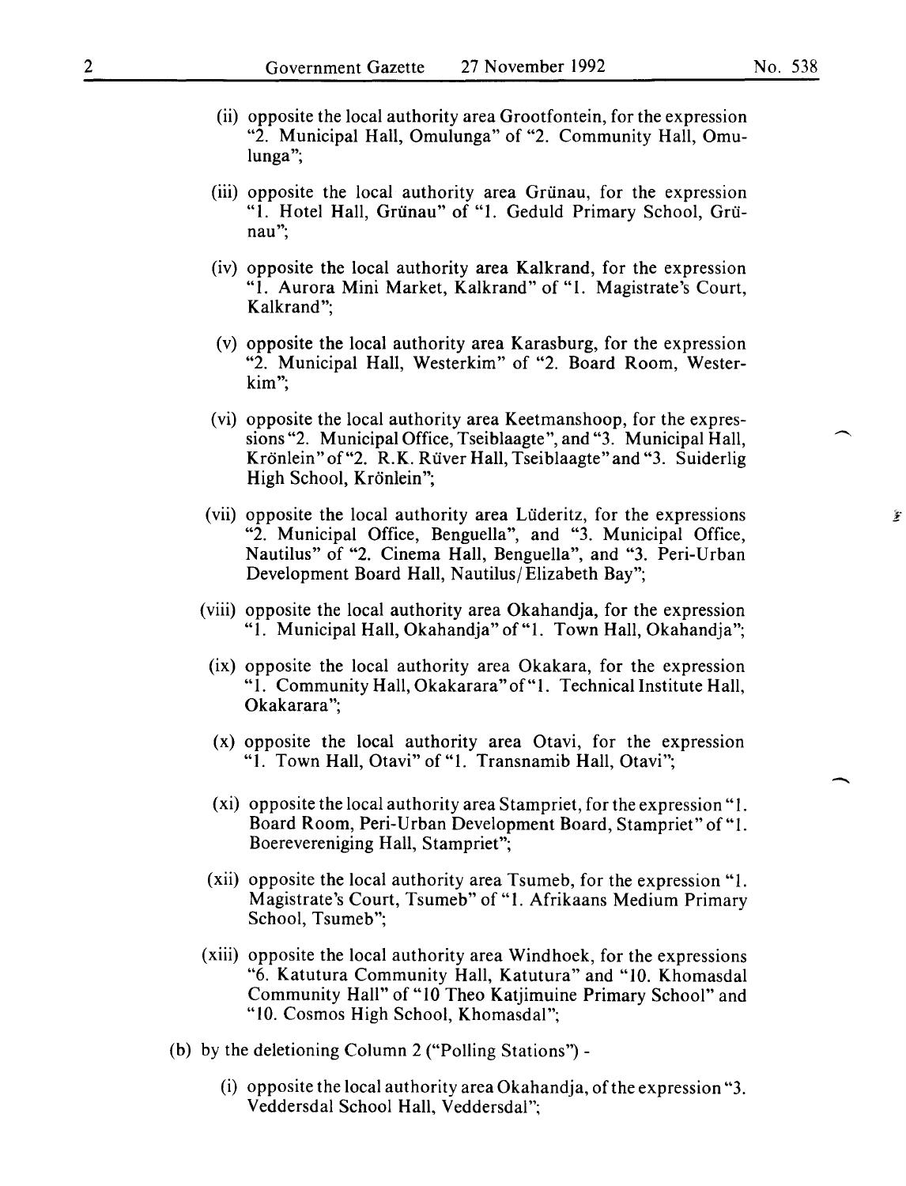(ii) opposite the local authority area Grootfontein, for the expression "2. Municipal Hall, Omulunga" of "2. Community Hall, Omulunga";

(iii) opposite the local authority area Grünau, for the expression "1. Hotel Hall, Grünau" of "1. Geduld Primary School, Grünau";

(iv) opposite the local authority area Kalkrand, for the expression "1. Aurora Mini Market, Kalkrand" of "1. Magistrate's Court, Kalkrand";

(v) opposite the local authority area Karasburg, for the expression "2. Municipal Hall, Westerkim" of "2. Board Room, Westerkim";

(vi) opposite the local authority area Keetmanshoop, for the expressions "2. Municipal Office, Tseiblaagte", and "3. Municipal Hall, Krönlein" of "2. R.K. Rüver Hall, Tseiblaagte" and "3. Suiderlig High School, Krönlein";

(vii) opposite the local authority area Lüderitz, for the expressions "2. Municipal Office, Benguella", and "3. Municipal Office, Nautilus" of "2. Cinema Hall, Benguella", and "3. Peri-Urban Development Board Hall, Nautilus/Elizabeth Bay";

(viii) opposite the local authority area Okahandja, for the expression "1. Municipal Hall, Okahandja" of "1. Town Hall, Okahandja";

(ix) opposite the local authority area Okakara, for the expression "1. Community Hall, Okakarara" of "1. Technical Institute Hall, Okakarara";

(x) opposite the local authority area Otavi, for the expression "1. Town Hall, Otavi" of "1. Transnamib Hall, Otavi";

(xi) opposite the local authority area Stampriet, for the expression "1. Board Room, Peri-Urban Development Board, Stampriet" of "1. Boerevereniging Hall, Stampriet";

(xii) opposite the local authority area Tsumeb, for the expression "1. Magistrate's Court, Tsumeb" of "1. Afrikaans Medium Primary School, Tsumeb";

(xiii) opposite the local authority area Windhoek, for the expressions "6. Katutura Community Hall, Katutura" and "10. Khomasdal Community Hall" of "10 Theo Katjimuine Primary School" and "10. Cosmos High School, Khomasdal";

(b) by the deletioning Column 2 ("Polling Stations") -

(i) opposite the local authority area Okahandja, of the expression "3. Veddersdal School Hall, Veddersdal";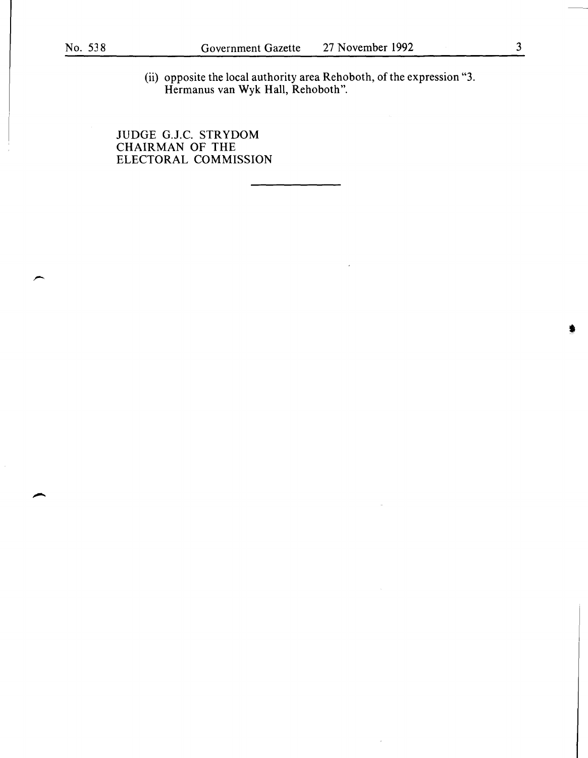(ii) opposite the local authority area Rehoboth, of the expression "3. Hermanus van Wyk Hall, Rehoboth".

JUDGE G.J.C. STRYDOM
CHAIRMAN OF THE
ELECTORAL COMMISSION